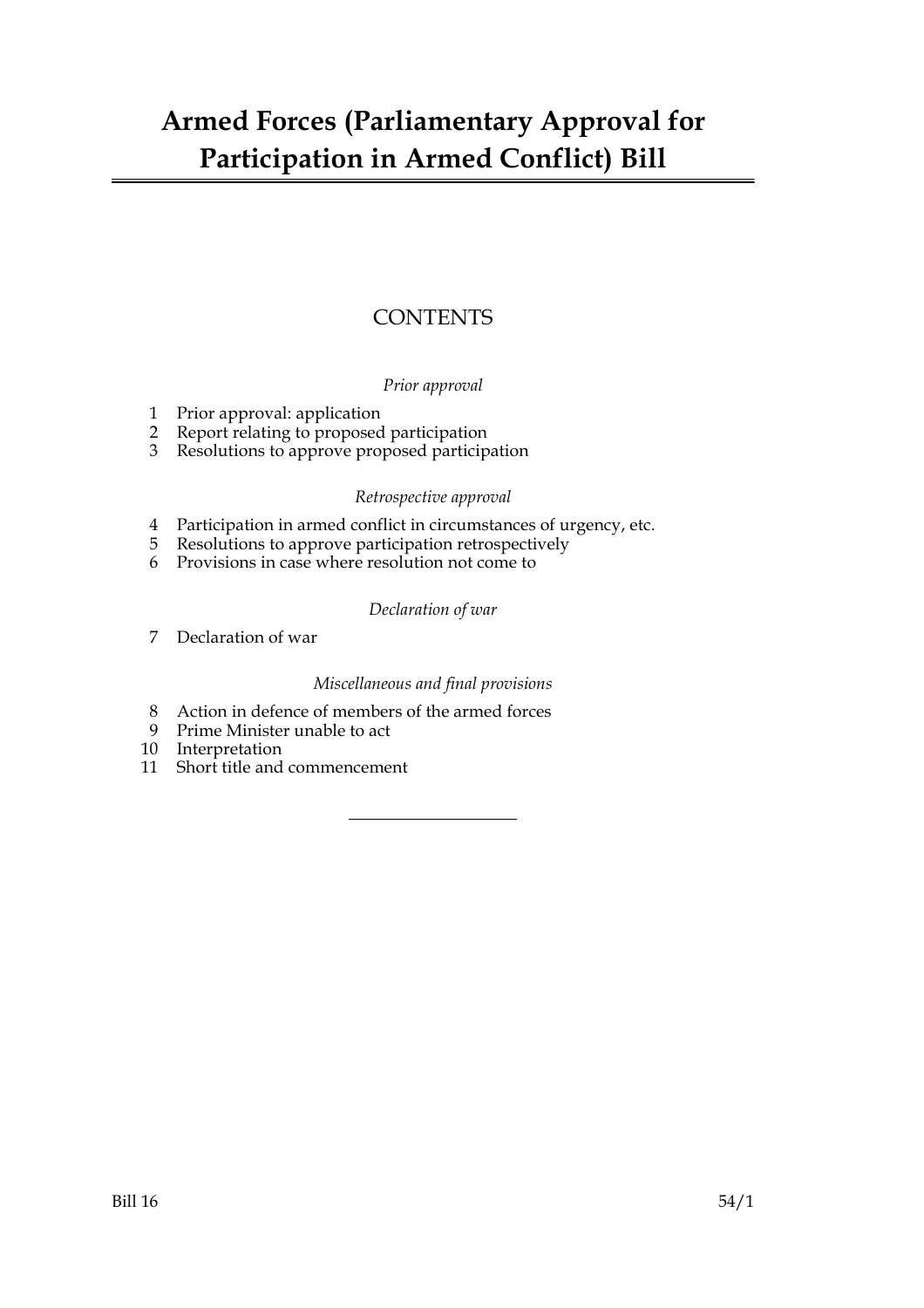# Armed Forces (Parliamentary Approval for Participation in Armed Conflict) Bill

## CONTENTS

*Prior approval*

1 Prior approval: application
2 Report relating to proposed participation
3 Resolutions to approve proposed participation

*Retrospective approval*

4 Participation in armed conflict in circumstances of urgency, etc.
5 Resolutions to approve participation retrospectively
6 Provisions in case where resolution not come to

*Declaration of war*

7 Declaration of war

*Miscellaneous and final provisions*

8 Action in defence of members of the armed forces
9 Prime Minister unable to act
10 Interpretation
11 Short title and commencement

Bill 16 54/1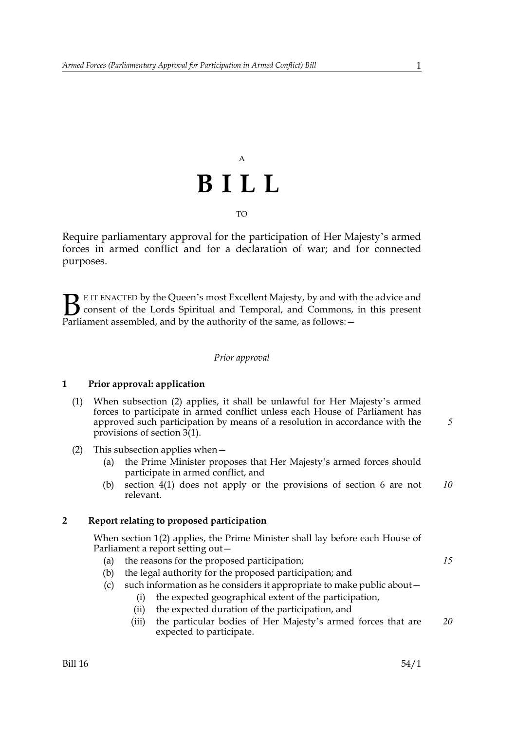A

# BILL

TO

Require parliamentary approval for the participation of Her Majesty's armed forces in armed conflict and for a declaration of war; and for connected purposes.

BE IT ENACTED by the Queen's most Excellent Majesty, by and with the advice and consent of the Lords Spiritual and Temporal, and Commons, in this present Parliament assembled, and by the authority of the same, as follows:—

*Prior approval*

### 1 Prior approval: application

(1) When subsection (2) applies, it shall be unlawful for Her Majesty's armed forces to participate in armed conflict unless each House of Parliament has approved such participation by means of a resolution in accordance with the provisions of section 3(1).

(2) This subsection applies when—

- (a) the Prime Minister proposes that Her Majesty's armed forces should participate in armed conflict, and
- (b) section 4(1) does not apply or the provisions of section 6 are not relevant.

### 2 Report relating to proposed participation

When section 1(2) applies, the Prime Minister shall lay before each House of Parliament a report setting out—

- (a) the reasons for the proposed participation;
- (b) the legal authority for the proposed participation; and
- (c) such information as he considers it appropriate to make public about—
  - (i) the expected geographical extent of the participation,
  - (ii) the expected duration of the participation, and
  - (iii) the particular bodies of Her Majesty's armed forces that are expected to participate.

Bill 16 54/1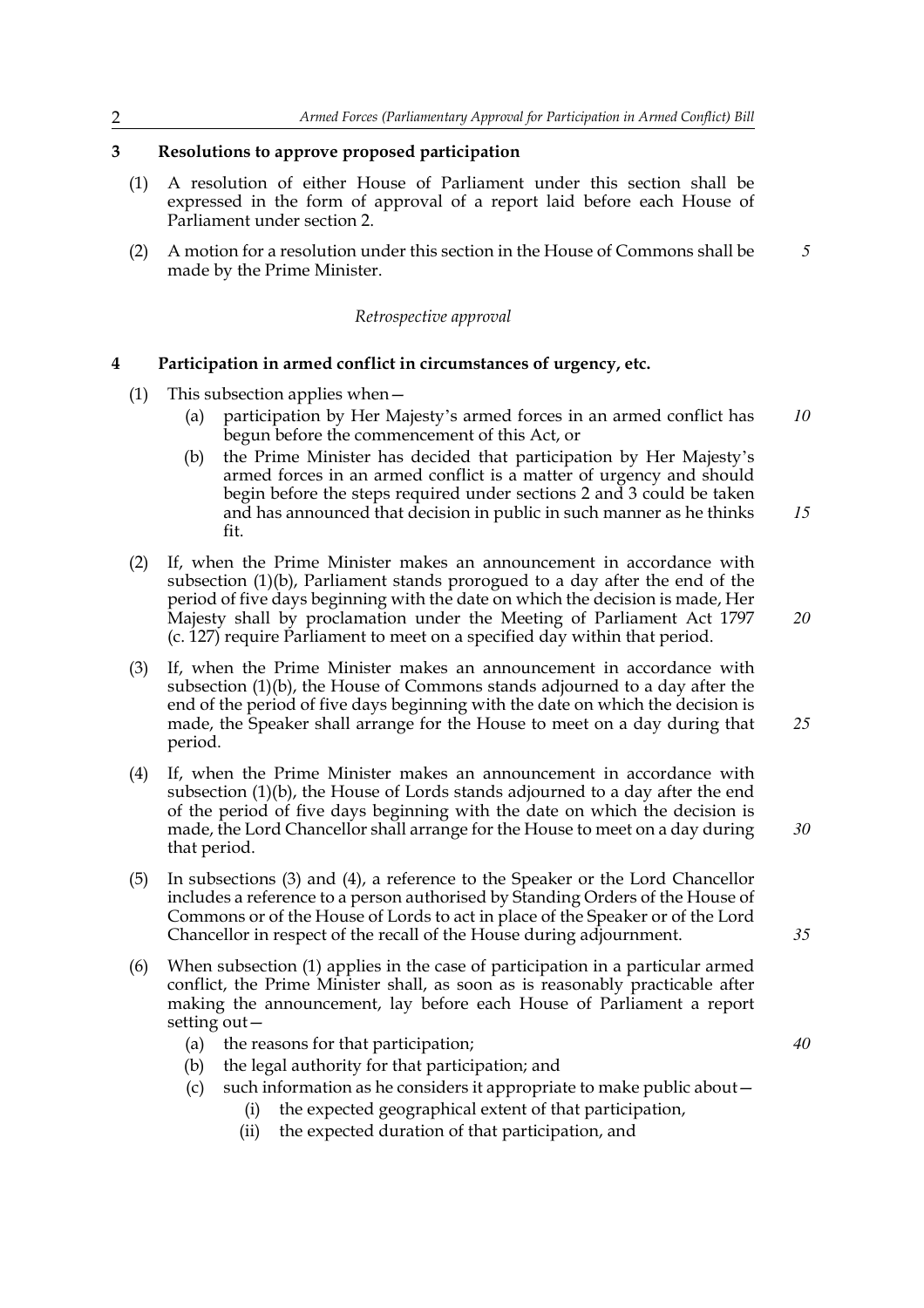## 3 Resolutions to approve proposed participation

(1) A resolution of either House of Parliament under this section shall be expressed in the form of approval of a report laid before each House of Parliament under section 2.

(2) A motion for a resolution under this section in the House of Commons shall be made by the Prime Minister.

*Retrospective approval*

## 4 Participation in armed conflict in circumstances of urgency, etc.

(1) This subsection applies when—

- (a) participation by Her Majesty's armed forces in an armed conflict has begun before the commencement of this Act, or
- (b) the Prime Minister has decided that participation by Her Majesty's armed forces in an armed conflict is a matter of urgency and should begin before the steps required under sections 2 and 3 could be taken and has announced that decision in public in such manner as he thinks fit.

(2) If, when the Prime Minister makes an announcement in accordance with subsection (1)(b), Parliament stands prorogued to a day after the end of the period of five days beginning with the date on which the decision is made, Her Majesty shall by proclamation under the Meeting of Parliament Act 1797 (c. 127) require Parliament to meet on a specified day within that period.

(3) If, when the Prime Minister makes an announcement in accordance with subsection (1)(b), the House of Commons stands adjourned to a day after the end of the period of five days beginning with the date on which the decision is made, the Speaker shall arrange for the House to meet on a day during that period.

(4) If, when the Prime Minister makes an announcement in accordance with subsection (1)(b), the House of Lords stands adjourned to a day after the end of the period of five days beginning with the date on which the decision is made, the Lord Chancellor shall arrange for the House to meet on a day during that period.

(5) In subsections (3) and (4), a reference to the Speaker or the Lord Chancellor includes a reference to a person authorised by Standing Orders of the House of Commons or of the House of Lords to act in place of the Speaker or of the Lord Chancellor in respect of the recall of the House during adjournment.

(6) When subsection (1) applies in the case of participation in a particular armed conflict, the Prime Minister shall, as soon as is reasonably practicable after making the announcement, lay before each House of Parliament a report setting out—

- (a) the reasons for that participation;
- (b) the legal authority for that participation; and
- (c) such information as he considers it appropriate to make public about—
  - (i) the expected geographical extent of that participation,
  - (ii) the expected duration of that participation, and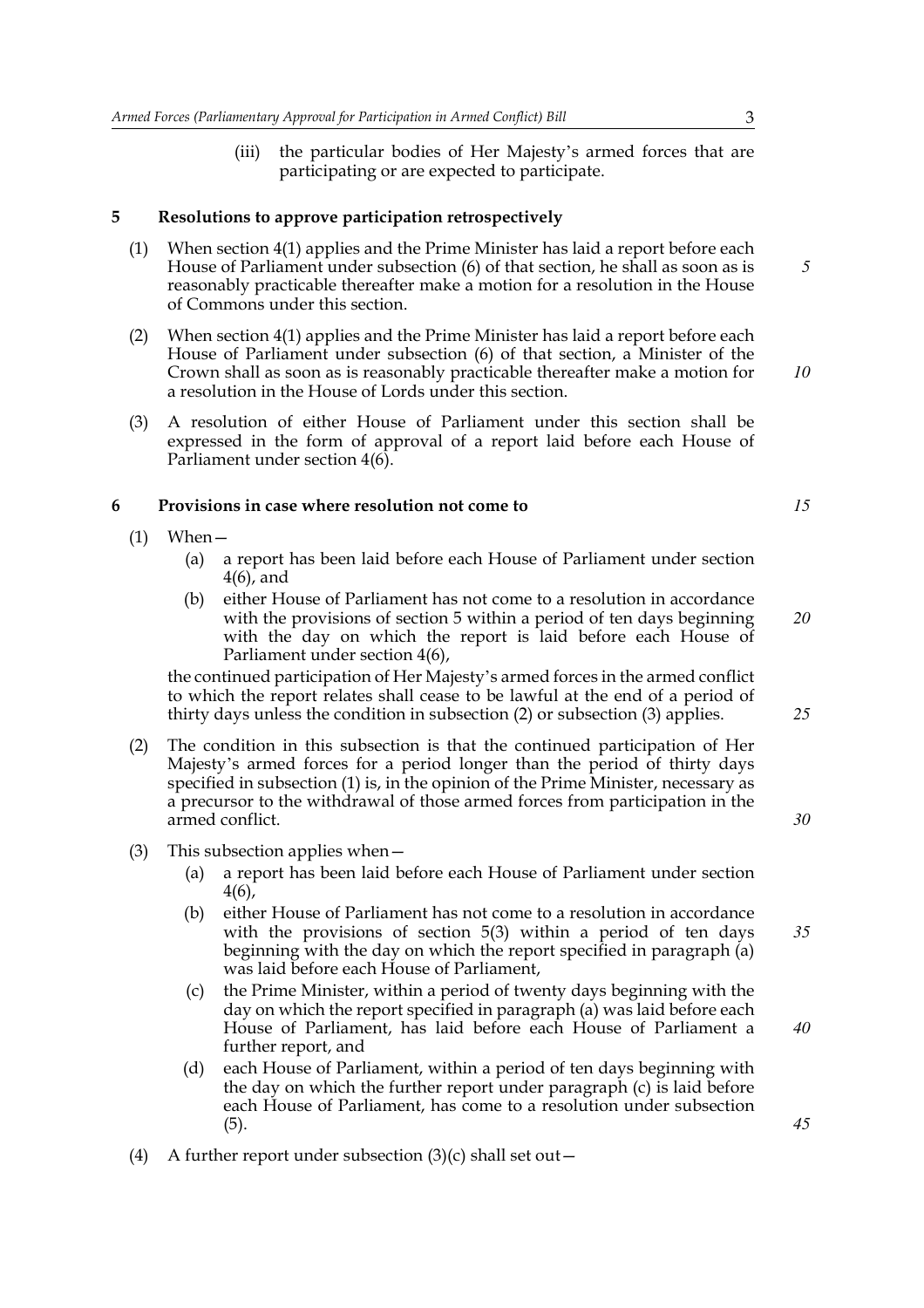(iii) the particular bodies of Her Majesty's armed forces that are participating or are expected to participate.

## 5 Resolutions to approve participation retrospectively

(1) When section 4(1) applies and the Prime Minister has laid a report before each House of Parliament under subsection (6) of that section, he shall as soon as is reasonably practicable thereafter make a motion for a resolution in the House of Commons under this section.

(2) When section 4(1) applies and the Prime Minister has laid a report before each House of Parliament under subsection (6) of that section, a Minister of the Crown shall as soon as is reasonably practicable thereafter make a motion for a resolution in the House of Lords under this section.

(3) A resolution of either House of Parliament under this section shall be expressed in the form of approval of a report laid before each House of Parliament under section 4(6).

## 6 Provisions in case where resolution not come to

(1) When—

(a) a report has been laid before each House of Parliament under section 4(6), and

(b) either House of Parliament has not come to a resolution in accordance with the provisions of section 5 within a period of ten days beginning with the day on which the report is laid before each House of Parliament under section 4(6),

the continued participation of Her Majesty's armed forces in the armed conflict to which the report relates shall cease to be lawful at the end of a period of thirty days unless the condition in subsection (2) or subsection (3) applies.

(2) The condition in this subsection is that the continued participation of Her Majesty's armed forces for a period longer than the period of thirty days specified in subsection (1) is, in the opinion of the Prime Minister, necessary as a precursor to the withdrawal of those armed forces from participation in the armed conflict.

(3) This subsection applies when—

(a) a report has been laid before each House of Parliament under section 4(6),

(b) either House of Parliament has not come to a resolution in accordance with the provisions of section 5(3) within a period of ten days beginning with the day on which the report specified in paragraph (a) was laid before each House of Parliament,

(c) the Prime Minister, within a period of twenty days beginning with the day on which the report specified in paragraph (a) was laid before each House of Parliament, has laid before each House of Parliament a further report, and

(d) each House of Parliament, within a period of ten days beginning with the day on which the further report under paragraph (c) is laid before each House of Parliament, has come to a resolution under subsection (5).

(4) A further report under subsection (3)(c) shall set out—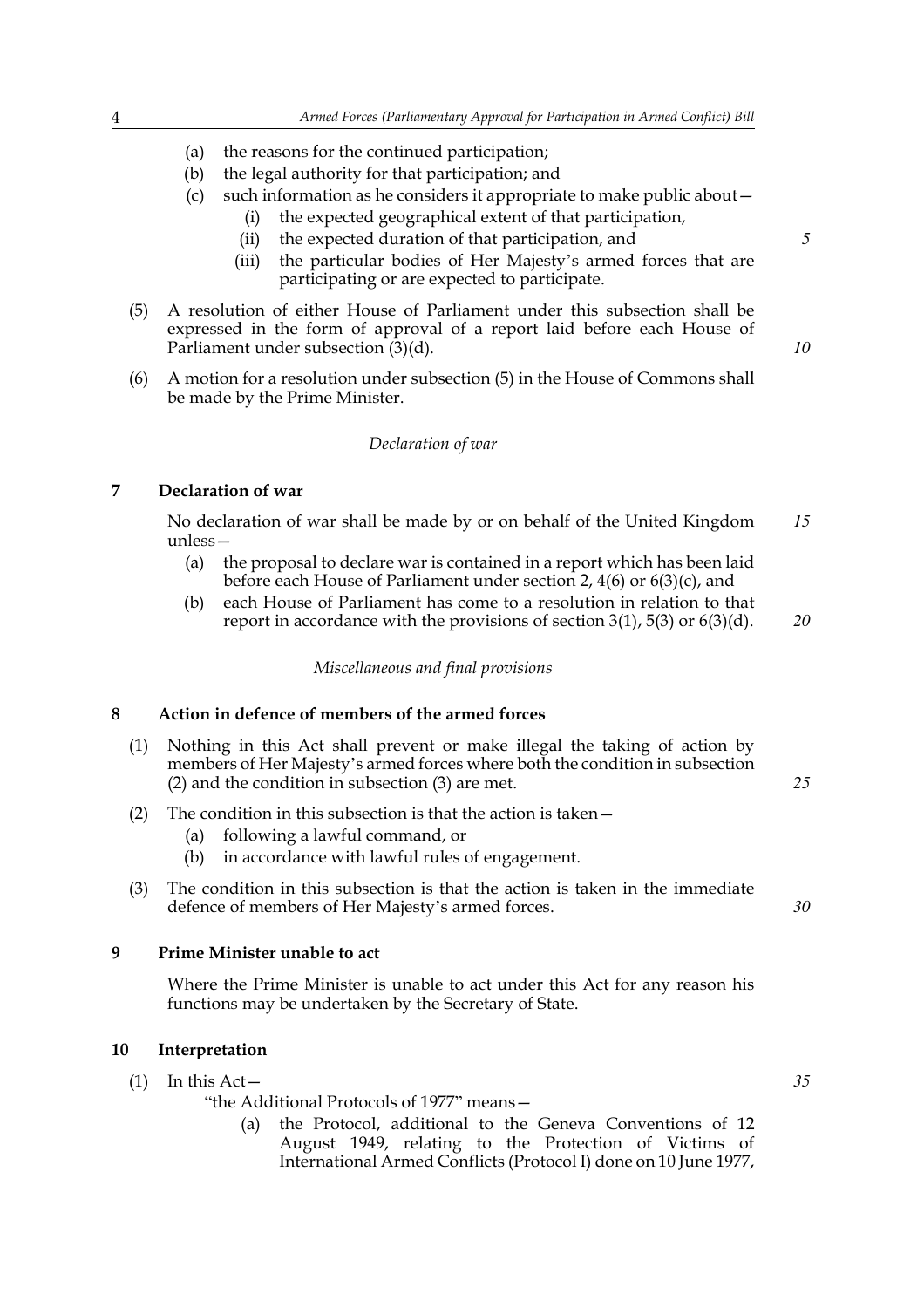(a) the reasons for the continued participation;

(b) the legal authority for that participation; and

(c) such information as he considers it appropriate to make public about—

(i) the expected geographical extent of that participation,

(ii) the expected duration of that participation, and

(iii) the particular bodies of Her Majesty's armed forces that are participating or are expected to participate.

(5) A resolution of either House of Parliament under this subsection shall be expressed in the form of approval of a report laid before each House of Parliament under subsection (3)(d).

(6) A motion for a resolution under subsection (5) in the House of Commons shall be made by the Prime Minister.

*Declaration of war*

## 7 Declaration of war

No declaration of war shall be made by or on behalf of the United Kingdom unless—

(a) the proposal to declare war is contained in a report which has been laid before each House of Parliament under section 2, 4(6) or 6(3)(c), and

(b) each House of Parliament has come to a resolution in relation to that report in accordance with the provisions of section 3(1), 5(3) or 6(3)(d).

*Miscellaneous and final provisions*

## 8 Action in defence of members of the armed forces

(1) Nothing in this Act shall prevent or make illegal the taking of action by members of Her Majesty's armed forces where both the condition in subsection (2) and the condition in subsection (3) are met.

(2) The condition in this subsection is that the action is taken—

(a) following a lawful command, or

(b) in accordance with lawful rules of engagement.

(3) The condition in this subsection is that the action is taken in the immediate defence of members of Her Majesty's armed forces.

## 9 Prime Minister unable to act

Where the Prime Minister is unable to act under this Act for any reason his functions may be undertaken by the Secretary of State.

## 10 Interpretation

(1) In this Act—

"the Additional Protocols of 1977" means—

(a) the Protocol, additional to the Geneva Conventions of 12 August 1949, relating to the Protection of Victims of International Armed Conflicts (Protocol I) done on 10 June 1977,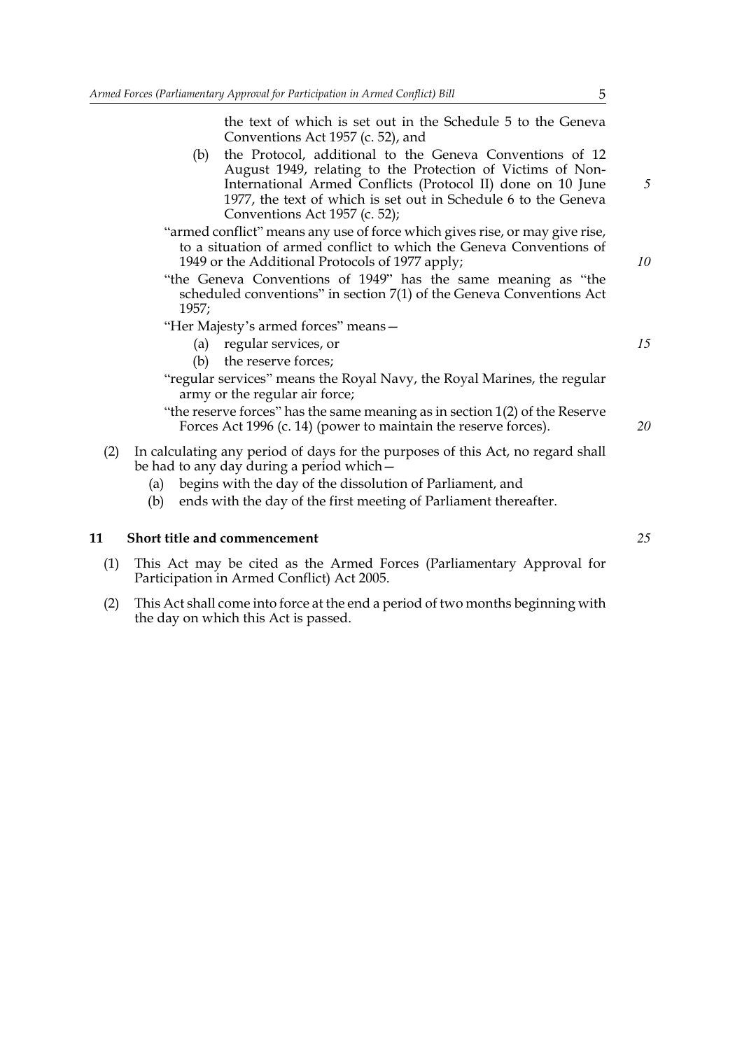the text of which is set out in the Schedule 5 to the Geneva Conventions Act 1957 (c. 52), and

(b) the Protocol, additional to the Geneva Conventions of 12 August 1949, relating to the Protection of Victims of Non-International Armed Conflicts (Protocol II) done on 10 June 1977, the text of which is set out in Schedule 6 to the Geneva Conventions Act 1957 (c. 52);

"armed conflict" means any use of force which gives rise, or may give rise, to a situation of armed conflict to which the Geneva Conventions of 1949 or the Additional Protocols of 1977 apply;

"the Geneva Conventions of 1949" has the same meaning as "the scheduled conventions" in section 7(1) of the Geneva Conventions Act 1957;

"Her Majesty's armed forces" means—

(a) regular services, or

(b) the reserve forces;

"regular services" means the Royal Navy, the Royal Marines, the regular army or the regular air force;

"the reserve forces" has the same meaning as in section 1(2) of the Reserve Forces Act 1996 (c. 14) (power to maintain the reserve forces).

(2) In calculating any period of days for the purposes of this Act, no regard shall be had to any day during a period which—

(a) begins with the day of the dissolution of Parliament, and

(b) ends with the day of the first meeting of Parliament thereafter.

## 11 Short title and commencement

(1) This Act may be cited as the Armed Forces (Parliamentary Approval for Participation in Armed Conflict) Act 2005.

(2) This Act shall come into force at the end a period of two months beginning with the day on which this Act is passed.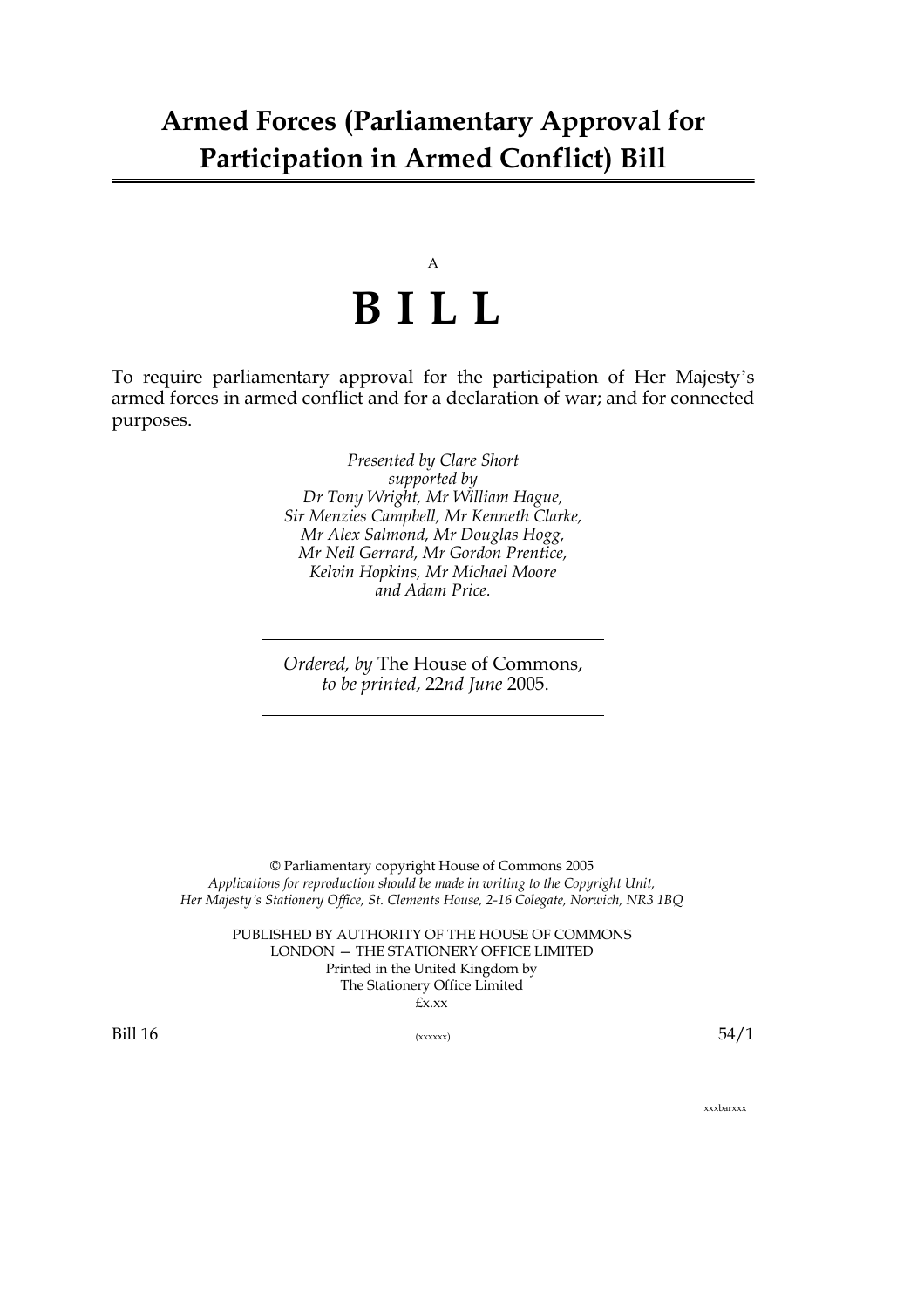# Armed Forces (Parliamentary Approval for Participation in Armed Conflict) Bill

A

# B I L L

To require parliamentary approval for the participation of Her Majesty's armed forces in armed conflict and for a declaration of war; and for connected purposes.

*Presented by Clare Short*
*supported by*
*Dr Tony Wright, Mr William Hague,*
*Sir Menzies Campbell, Mr Kenneth Clarke,*
*Mr Alex Salmond, Mr Douglas Hogg,*
*Mr Neil Gerrard, Mr Gordon Prentice,*
*Kelvin Hopkins, Mr Michael Moore*
*and Adam Price.*

---

*Ordered, by* The House of Commons,
*to be printed*, 22*nd June* 2005.

---

© Parliamentary copyright House of Commons 2005
*Applications for reproduction should be made in writing to the Copyright Unit, Her Majesty's Stationery Office, St. Clements House, 2-16 Colegate, Norwich, NR3 1BQ*

PUBLISHED BY AUTHORITY OF THE HOUSE OF COMMONS
LONDON — THE STATIONERY OFFICE LIMITED
Printed in the United Kingdom by
The Stationery Office Limited
£x.xx

Bill 16 (xxxxxx) 54/1

xxxbarxxx